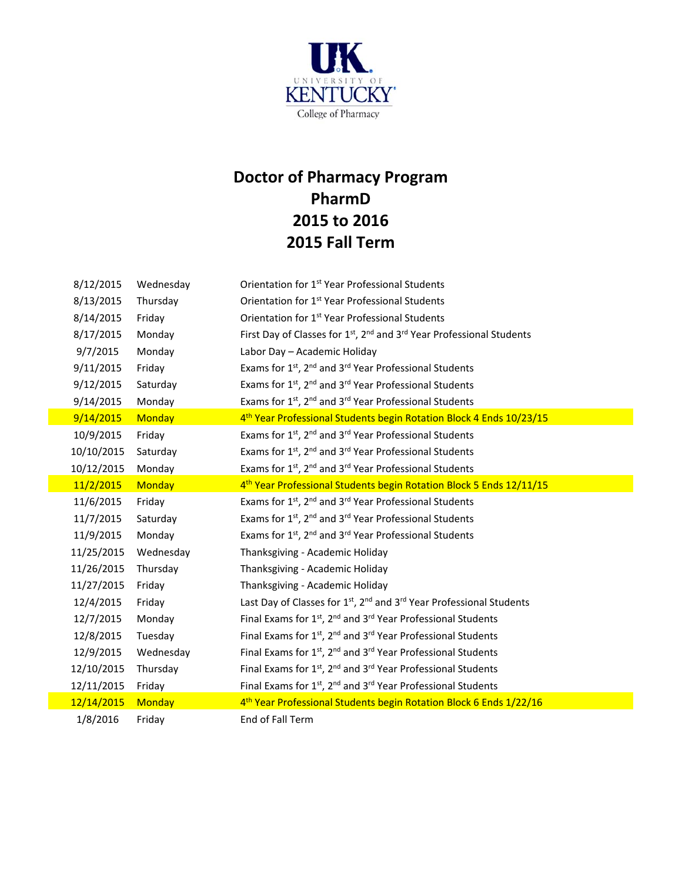University of Kentucky College of Pharmacy

# Doctor of Pharmacy Program
# PharmD
# 2015 to 2016
# 2015 Fall Term

| Date | Day | Event |
|---|---|---|
| 8/12/2015 | Wednesday | Orientation for 1st Year Professional Students |
| 8/13/2015 | Thursday | Orientation for 1st Year Professional Students |
| 8/14/2015 | Friday | Orientation for 1st Year Professional Students |
| 8/17/2015 | Monday | First Day of Classes for 1st, 2nd and 3rd Year Professional Students |
| 9/7/2015 | Monday | Labor Day – Academic Holiday |
| 9/11/2015 | Friday | Exams for 1st, 2nd and 3rd Year Professional Students |
| 9/12/2015 | Saturday | Exams for 1st, 2nd and 3rd Year Professional Students |
| 9/14/2015 | Monday | Exams for 1st, 2nd and 3rd Year Professional Students |
| 9/14/2015 | Monday | 4th Year Professional Students begin Rotation Block 4 Ends 10/23/15 |
| 10/9/2015 | Friday | Exams for 1st, 2nd and 3rd Year Professional Students |
| 10/10/2015 | Saturday | Exams for 1st, 2nd and 3rd Year Professional Students |
| 10/12/2015 | Monday | Exams for 1st, 2nd and 3rd Year Professional Students |
| 11/2/2015 | Monday | 4th Year Professional Students begin Rotation Block 5 Ends 12/11/15 |
| 11/6/2015 | Friday | Exams for 1st, 2nd and 3rd Year Professional Students |
| 11/7/2015 | Saturday | Exams for 1st, 2nd and 3rd Year Professional Students |
| 11/9/2015 | Monday | Exams for 1st, 2nd and 3rd Year Professional Students |
| 11/25/2015 | Wednesday | Thanksgiving - Academic Holiday |
| 11/26/2015 | Thursday | Thanksgiving - Academic Holiday |
| 11/27/2015 | Friday | Thanksgiving - Academic Holiday |
| 12/4/2015 | Friday | Last Day of Classes for 1st, 2nd and 3rd Year Professional Students |
| 12/7/2015 | Monday | Final Exams for 1st, 2nd and 3rd Year Professional Students |
| 12/8/2015 | Tuesday | Final Exams for 1st, 2nd and 3rd Year Professional Students |
| 12/9/2015 | Wednesday | Final Exams for 1st, 2nd and 3rd Year Professional Students |
| 12/10/2015 | Thursday | Final Exams for 1st, 2nd and 3rd Year Professional Students |
| 12/11/2015 | Friday | Final Exams for 1st, 2nd and 3rd Year Professional Students |
| 12/14/2015 | Monday | 4th Year Professional Students begin Rotation Block 6 Ends 1/22/16 |
| 1/8/2016 | Friday | End of Fall Term |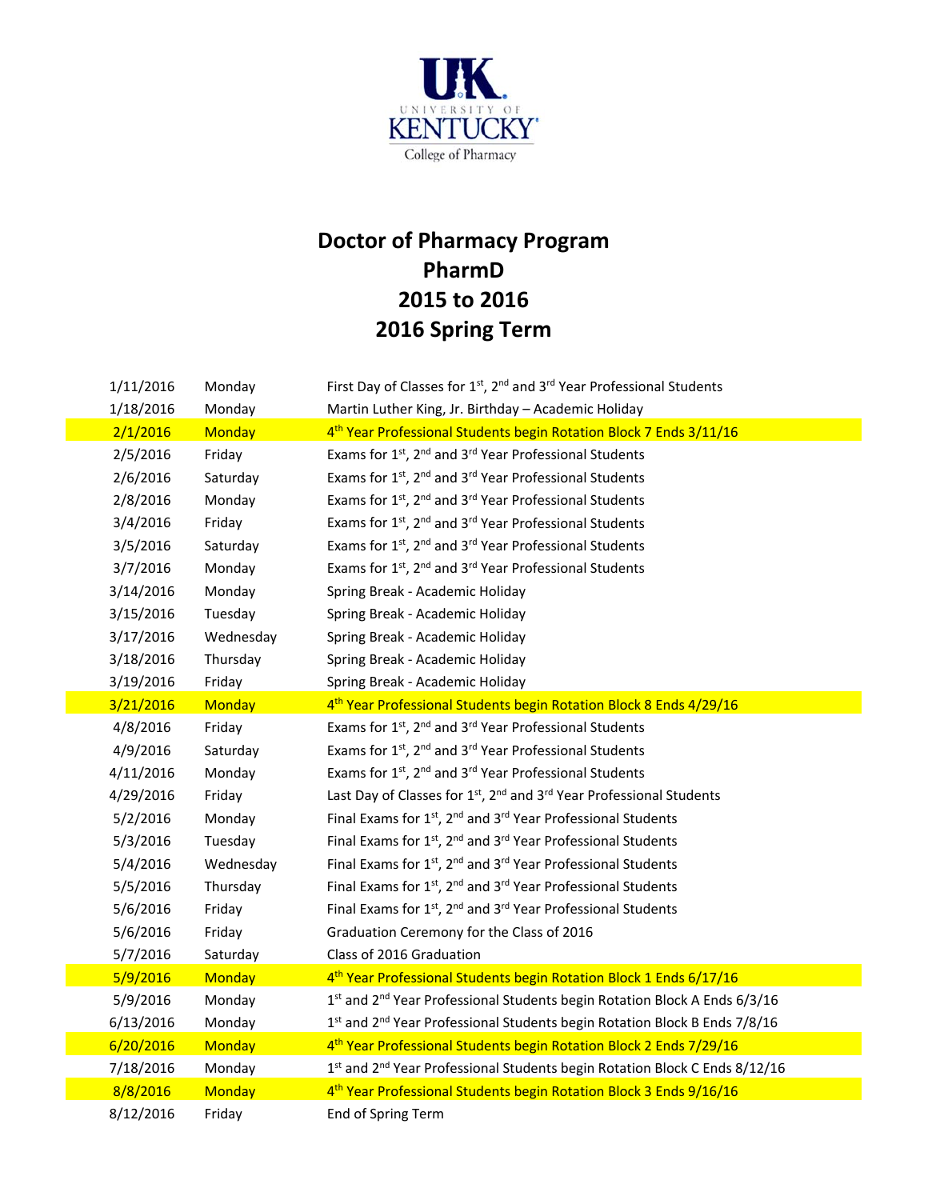UK University of Kentucky College of Pharmacy

# Doctor of Pharmacy Program
# PharmD
# 2015 to 2016
# 2016 Spring Term

| | | |
|---|---|---|
| 1/11/2016 | Monday | First Day of Classes for 1st, 2nd and 3rd Year Professional Students |
| 1/18/2016 | Monday | Martin Luther King, Jr. Birthday – Academic Holiday |
| 2/1/2016 | Monday | 4th Year Professional Students begin Rotation Block 7 Ends 3/11/16 |
| 2/5/2016 | Friday | Exams for 1st, 2nd and 3rd Year Professional Students |
| 2/6/2016 | Saturday | Exams for 1st, 2nd and 3rd Year Professional Students |
| 2/8/2016 | Monday | Exams for 1st, 2nd and 3rd Year Professional Students |
| 3/4/2016 | Friday | Exams for 1st, 2nd and 3rd Year Professional Students |
| 3/5/2016 | Saturday | Exams for 1st, 2nd and 3rd Year Professional Students |
| 3/7/2016 | Monday | Exams for 1st, 2nd and 3rd Year Professional Students |
| 3/14/2016 | Monday | Spring Break - Academic Holiday |
| 3/15/2016 | Tuesday | Spring Break - Academic Holiday |
| 3/17/2016 | Wednesday | Spring Break - Academic Holiday |
| 3/18/2016 | Thursday | Spring Break - Academic Holiday |
| 3/19/2016 | Friday | Spring Break - Academic Holiday |
| 3/21/2016 | Monday | 4th Year Professional Students begin Rotation Block 8 Ends 4/29/16 |
| 4/8/2016 | Friday | Exams for 1st, 2nd and 3rd Year Professional Students |
| 4/9/2016 | Saturday | Exams for 1st, 2nd and 3rd Year Professional Students |
| 4/11/2016 | Monday | Exams for 1st, 2nd and 3rd Year Professional Students |
| 4/29/2016 | Friday | Last Day of Classes for 1st, 2nd and 3rd Year Professional Students |
| 5/2/2016 | Monday | Final Exams for 1st, 2nd and 3rd Year Professional Students |
| 5/3/2016 | Tuesday | Final Exams for 1st, 2nd and 3rd Year Professional Students |
| 5/4/2016 | Wednesday | Final Exams for 1st, 2nd and 3rd Year Professional Students |
| 5/5/2016 | Thursday | Final Exams for 1st, 2nd and 3rd Year Professional Students |
| 5/6/2016 | Friday | Final Exams for 1st, 2nd and 3rd Year Professional Students |
| 5/6/2016 | Friday | Graduation Ceremony for the Class of 2016 |
| 5/7/2016 | Saturday | Class of 2016 Graduation |
| 5/9/2016 | Monday | 4th Year Professional Students begin Rotation Block 1 Ends 6/17/16 |
| 5/9/2016 | Monday | 1st and 2nd Year Professional Students begin Rotation Block A Ends 6/3/16 |
| 6/13/2016 | Monday | 1st and 2nd Year Professional Students begin Rotation Block B Ends 7/8/16 |
| 6/20/2016 | Monday | 4th Year Professional Students begin Rotation Block 2 Ends 7/29/16 |
| 7/18/2016 | Monday | 1st and 2nd Year Professional Students begin Rotation Block C Ends 8/12/16 |
| 8/8/2016 | Monday | 4th Year Professional Students begin Rotation Block 3 Ends 9/16/16 |
| 8/12/2016 | Friday | End of Spring Term |